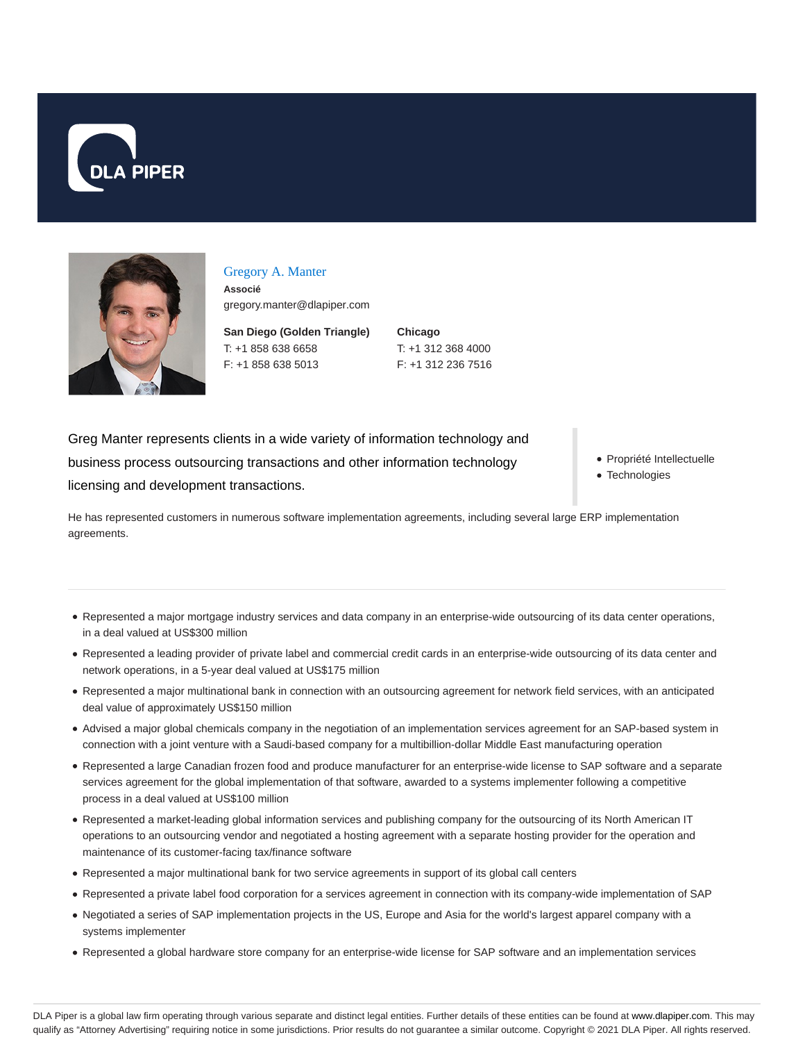DLA PIPER

# Gregory A. Manter

**Associé**

gregory.manter@dlapiper.com

**San Diego (Golden Triangle)**
T: +1 858 638 6658
F: +1 858 638 5013

**Chicago**
T: +1 312 368 4000
F: +1 312 236 7516

Greg Manter represents clients in a wide variety of information technology and business process outsourcing transactions and other information technology licensing and development transactions.

- Propriété Intellectuelle
- Technologies

He has represented customers in numerous software implementation agreements, including several large ERP implementation agreements.

---

- Represented a major mortgage industry services and data company in an enterprise-wide outsourcing of its data center operations, in a deal valued at US$300 million
- Represented a leading provider of private label and commercial credit cards in an enterprise-wide outsourcing of its data center and network operations, in a 5-year deal valued at US$175 million
- Represented a major multinational bank in connection with an outsourcing agreement for network field services, with an anticipated deal value of approximately US$150 million
- Advised a major global chemicals company in the negotiation of an implementation services agreement for an SAP-based system in connection with a joint venture with a Saudi-based company for a multibillion-dollar Middle East manufacturing operation
- Represented a large Canadian frozen food and produce manufacturer for an enterprise-wide license to SAP software and a separate services agreement for the global implementation of that software, awarded to a systems implementer following a competitive process in a deal valued at US$100 million
- Represented a market-leading global information services and publishing company for the outsourcing of its North American IT operations to an outsourcing vendor and negotiated a hosting agreement with a separate hosting provider for the operation and maintenance of its customer-facing tax/finance software
- Represented a major multinational bank for two service agreements in support of its global call centers
- Represented a private label food corporation for a services agreement in connection with its company-wide implementation of SAP
- Negotiated a series of SAP implementation projects in the US, Europe and Asia for the world's largest apparel company with a systems implementer
- Represented a global hardware store company for an enterprise-wide license for SAP software and an implementation services

DLA Piper is a global law firm operating through various separate and distinct legal entities. Further details of these entities can be found at www.dlapiper.com. This may qualify as "Attorney Advertising" requiring notice in some jurisdictions. Prior results do not guarantee a similar outcome. Copyright © 2021 DLA Piper. All rights reserved.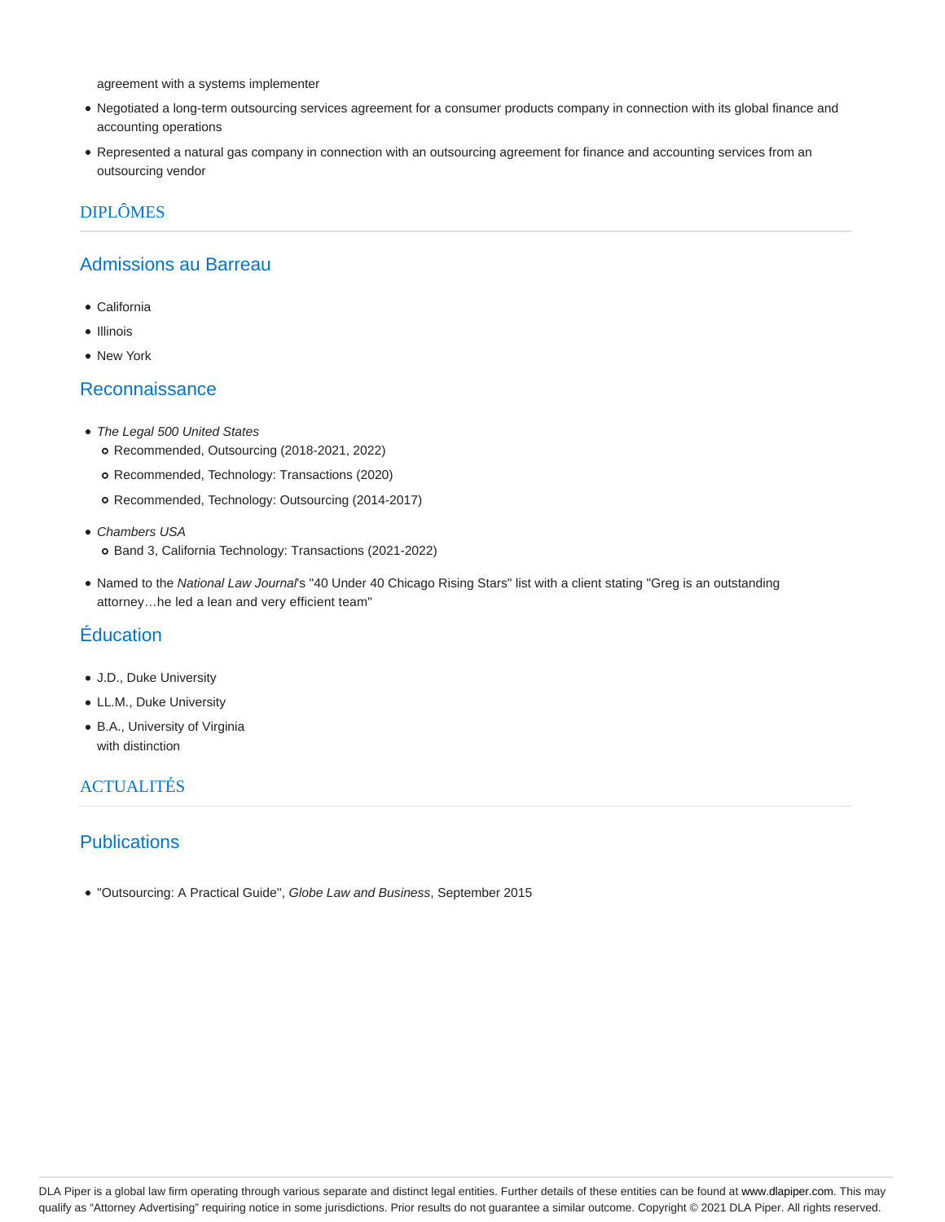agreement with a systems implementer

- Negotiated a long-term outsourcing services agreement for a consumer products company in connection with its global finance and accounting operations
- Represented a natural gas company in connection with an outsourcing agreement for finance and accounting services from an outsourcing vendor

## DIPLÔMES

### Admissions au Barreau

- California
- Illinois
- New York

### Reconnaissance

- *The Legal 500 United States*
  - Recommended, Outsourcing (2018-2021, 2022)
  - Recommended, Technology: Transactions (2020)
  - Recommended, Technology: Outsourcing (2014-2017)
- *Chambers USA*
  - Band 3, California Technology: Transactions (2021-2022)
- Named to the *National Law Journal*'s "40 Under 40 Chicago Rising Stars" list with a client stating "Greg is an outstanding attorney…he led a lean and very efficient team"

### Éducation

- J.D., Duke University
- LL.M., Duke University
- B.A., University of Virginia
  with distinction

## ACTUALITÉS

### Publications

- "Outsourcing: A Practical Guide", *Globe Law and Business*, September 2015

DLA Piper is a global law firm operating through various separate and distinct legal entities. Further details of these entities can be found at www.dlapiper.com. This may qualify as "Attorney Advertising" requiring notice in some jurisdictions. Prior results do not guarantee a similar outcome. Copyright © 2021 DLA Piper. All rights reserved.